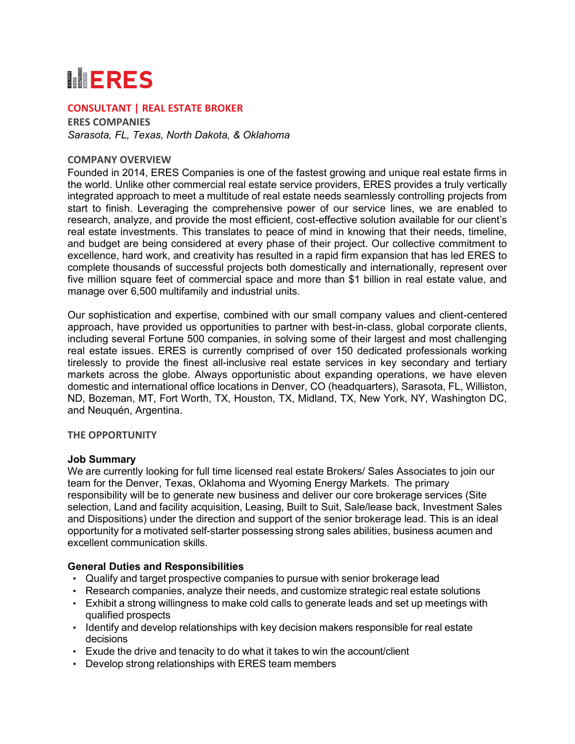# ERES

## CONSULTANT | REAL ESTATE BROKER

**ERES COMPANIES**

*Sarasota, FL, Texas, North Dakota, & Oklahoma*

### COMPANY OVERVIEW

Founded in 2014, ERES Companies is one of the fastest growing and unique real estate firms in the world. Unlike other commercial real estate service providers, ERES provides a truly vertically integrated approach to meet a multitude of real estate needs seamlessly controlling projects from start to finish. Leveraging the comprehensive power of our service lines, we are enabled to research, analyze, and provide the most efficient, cost-effective solution available for our client's real estate investments. This translates to peace of mind in knowing that their needs, timeline, and budget are being considered at every phase of their project. Our collective commitment to excellence, hard work, and creativity has resulted in a rapid firm expansion that has led ERES to complete thousands of successful projects both domestically and internationally, represent over five million square feet of commercial space and more than $1 billion in real estate value, and manage over 6,500 multifamily and industrial units.

Our sophistication and expertise, combined with our small company values and client-centered approach, have provided us opportunities to partner with best-in-class, global corporate clients, including several Fortune 500 companies, in solving some of their largest and most challenging real estate issues. ERES is currently comprised of over 150 dedicated professionals working tirelessly to provide the finest all-inclusive real estate services in key secondary and tertiary markets across the globe. Always opportunistic about expanding operations, we have eleven domestic and international office locations in Denver, CO (headquarters), Sarasota, FL, Williston, ND, Bozeman, MT, Fort Worth, TX, Houston, TX, Midland, TX, New York, NY, Washington DC, and Neuquén, Argentina.

### THE OPPORTUNITY

**Job Summary**

We are currently looking for full time licensed real estate Brokers/ Sales Associates to join our team for the Denver, Texas, Oklahoma and Wyoming Energy Markets. The primary responsibility will be to generate new business and deliver our core brokerage services (Site selection, Land and facility acquisition, Leasing, Built to Suit, Sale/lease back, Investment Sales and Dispositions) under the direction and support of the senior brokerage lead. This is an ideal opportunity for a motivated self-starter possessing strong sales abilities, business acumen and excellent communication skills.

**General Duties and Responsibilities**

- Qualify and target prospective companies to pursue with senior brokerage lead
- Research companies, analyze their needs, and customize strategic real estate solutions
- Exhibit a strong willingness to make cold calls to generate leads and set up meetings with qualified prospects
- Identify and develop relationships with key decision makers responsible for real estate decisions
- Exude the drive and tenacity to do what it takes to win the account/client
- Develop strong relationships with ERES team members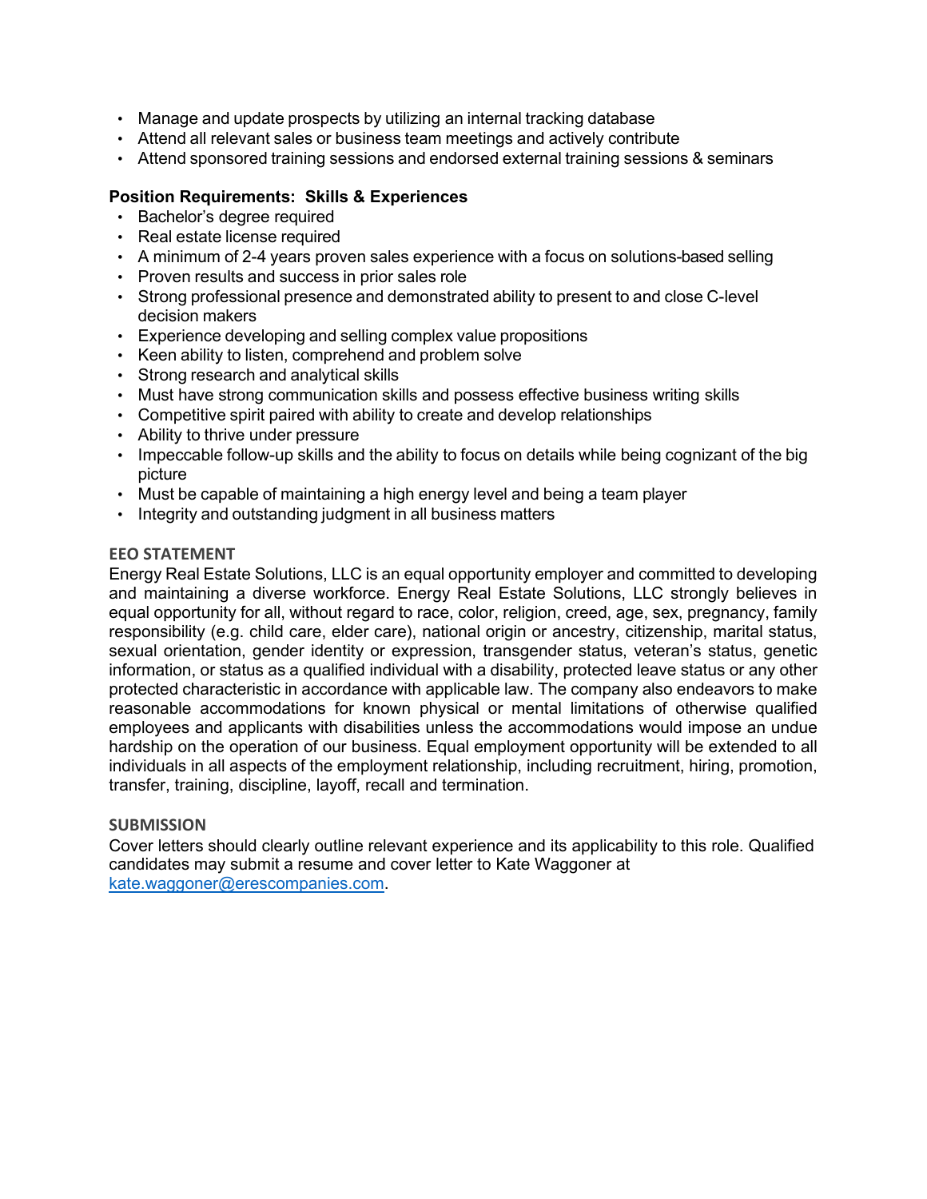- Manage and update prospects by utilizing an internal tracking database
- Attend all relevant sales or business team meetings and actively contribute
- Attend sponsored training sessions and endorsed external training sessions & seminars

**Position Requirements: Skills & Experiences**

- Bachelor's degree required
- Real estate license required
- A minimum of 2-4 years proven sales experience with a focus on solutions-based selling
- Proven results and success in prior sales role
- Strong professional presence and demonstrated ability to present to and close C-level decision makers
- Experience developing and selling complex value propositions
- Keen ability to listen, comprehend and problem solve
- Strong research and analytical skills
- Must have strong communication skills and possess effective business writing skills
- Competitive spirit paired with ability to create and develop relationships
- Ability to thrive under pressure
- Impeccable follow-up skills and the ability to focus on details while being cognizant of the big picture
- Must be capable of maintaining a high energy level and being a team player
- Integrity and outstanding judgment in all business matters

**EEO STATEMENT**

Energy Real Estate Solutions, LLC is an equal opportunity employer and committed to developing and maintaining a diverse workforce. Energy Real Estate Solutions, LLC strongly believes in equal opportunity for all, without regard to race, color, religion, creed, age, sex, pregnancy, family responsibility (e.g. child care, elder care), national origin or ancestry, citizenship, marital status, sexual orientation, gender identity or expression, transgender status, veteran's status, genetic information, or status as a qualified individual with a disability, protected leave status or any other protected characteristic in accordance with applicable law. The company also endeavors to make reasonable accommodations for known physical or mental limitations of otherwise qualified employees and applicants with disabilities unless the accommodations would impose an undue hardship on the operation of our business. Equal employment opportunity will be extended to all individuals in all aspects of the employment relationship, including recruitment, hiring, promotion, transfer, training, discipline, layoff, recall and termination.

**SUBMISSION**

Cover letters should clearly outline relevant experience and its applicability to this role. Qualified candidates may submit a resume and cover letter to Kate Waggoner at kate.waggoner@erescompanies.com.